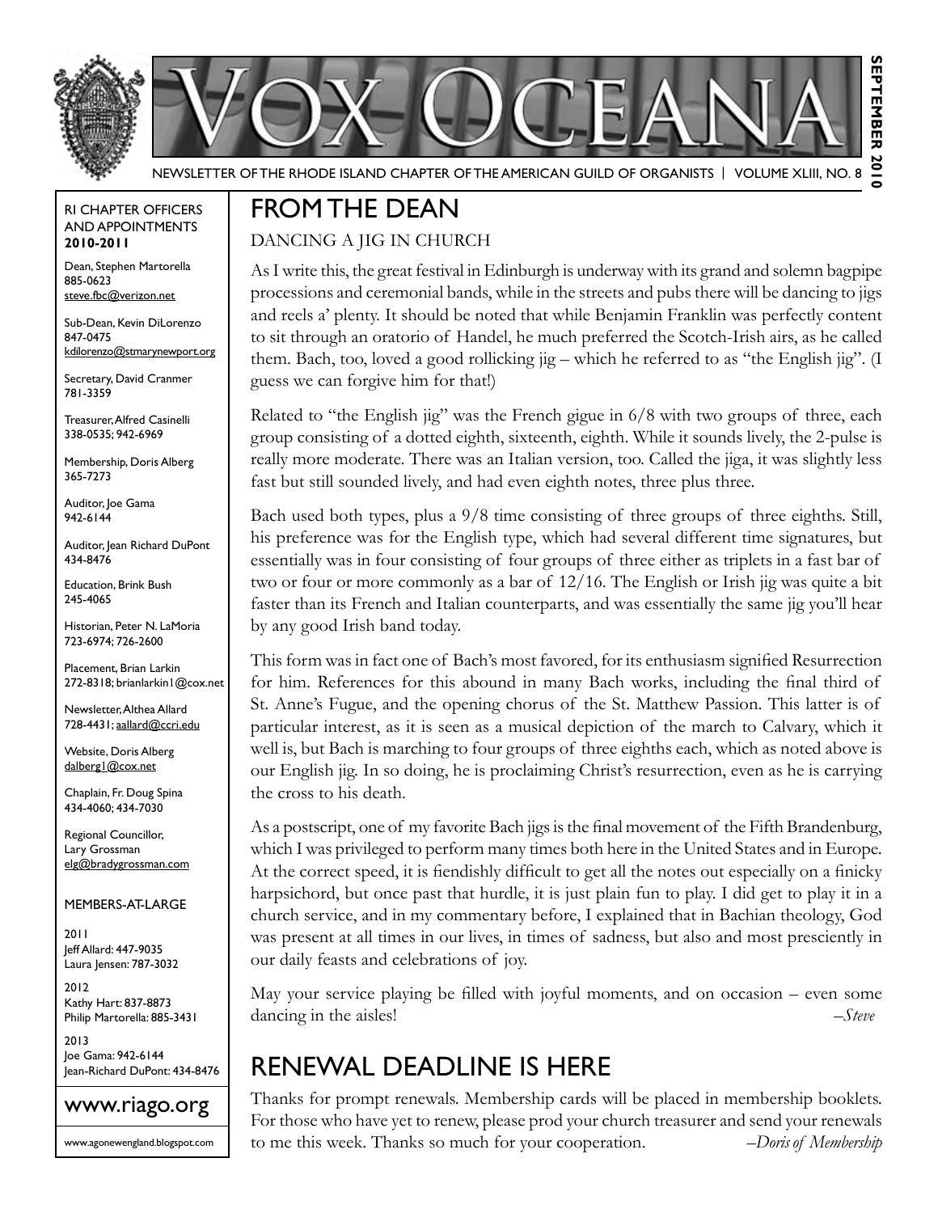# VOX OCEANA

NEWSLETTER OF THE RHODE ISLAND CHAPTER OF THE AMERICAN GUILD OF ORGANISTS | VOLUME XLIII, NO. 8

**SEPTEMBER 2010**

RI CHAPTER OFFICERS AND APPOINTMENTS **2010-2011**

Dean, Stephen Martorella
885-0623
steve.fbc@verizon.net

Sub-Dean, Kevin DiLorenzo
847-0475
kdilorenzo@stmarynewport.org

Secretary, David Cranmer
781-3359

Treasurer, Alfred Casinelli
338-0535; 942-6969

Membership, Doris Alberg
365-7273

Auditor, Joe Gama
942-6144

Auditor, Jean Richard DuPont
434-8476

Education, Brink Bush
245-4065

Historian, Peter N. LaMoria
723-6974; 726-2600

Placement, Brian Larkin
272-8318; brianlarkin1@cox.net

Newsletter, Althea Allard
728-4431; aallard@ccri.edu

Website, Doris Alberg
dalberg1@cox.net

Chaplain, Fr. Doug Spina
434-4060; 434-7030

Regional Councillor,
Lary Grossman
elg@bradygrossman.com

MEMBERS-AT-LARGE

2011
Jeff Allard: 447-9035
Laura Jensen: 787-3032

2012
Kathy Hart: 837-8873
Philip Martorella: 885-3431

2013
Joe Gama: 942-6144
Jean-Richard DuPont: 434-8476

www.riago.org

www.agonewengland.blogspot.com

## FROM THE DEAN

### DANCING A JIG IN CHURCH

As I write this, the great festival in Edinburgh is underway with its grand and solemn bagpipe processions and ceremonial bands, while in the streets and pubs there will be dancing to jigs and reels a' plenty. It should be noted that while Benjamin Franklin was perfectly content to sit through an oratorio of Handel, he much preferred the Scotch-Irish airs, as he called them. Bach, too, loved a good rollicking jig – which he referred to as "the English jig". (I guess we can forgive him for that!)

Related to "the English jig" was the French gigue in 6/8 with two groups of three, each group consisting of a dotted eighth, sixteenth, eighth. While it sounds lively, the 2-pulse is really more moderate. There was an Italian version, too. Called the jiga, it was slightly less fast but still sounded lively, and had even eighth notes, three plus three.

Bach used both types, plus a 9/8 time consisting of three groups of three eighths. Still, his preference was for the English type, which had several different time signatures, but essentially was in four consisting of four groups of three either as triplets in a fast bar of two or four or more commonly as a bar of 12/16. The English or Irish jig was quite a bit faster than its French and Italian counterparts, and was essentially the same jig you'll hear by any good Irish band today.

This form was in fact one of Bach's most favored, for its enthusiasm signified Resurrection for him. References for this abound in many Bach works, including the final third of St. Anne's Fugue, and the opening chorus of the St. Matthew Passion. This latter is of particular interest, as it is seen as a musical depiction of the march to Calvary, which it well is, but Bach is marching to four groups of three eighths each, which as noted above is our English jig. In so doing, he is proclaiming Christ's resurrection, even as he is carrying the cross to his death.

As a postscript, one of my favorite Bach jigs is the final movement of the Fifth Brandenburg, which I was privileged to perform many times both here in the United States and in Europe. At the correct speed, it is fiendishly difficult to get all the notes out especially on a finicky harpsichord, but once past that hurdle, it is just plain fun to play. I did get to play it in a church service, and in my commentary before, I explained that in Bachian theology, God was present at all times in our lives, in times of sadness, but also and most presciently in our daily feasts and celebrations of joy.

May your service playing be filled with joyful moments, and on occasion – even some dancing in the aisles! *–Steve*

## RENEWAL DEADLINE IS HERE

Thanks for prompt renewals. Membership cards will be placed in membership booklets. For those who have yet to renew, please prod your church treasurer and send your renewals to me this week. Thanks so much for your cooperation. *–Doris of Membership*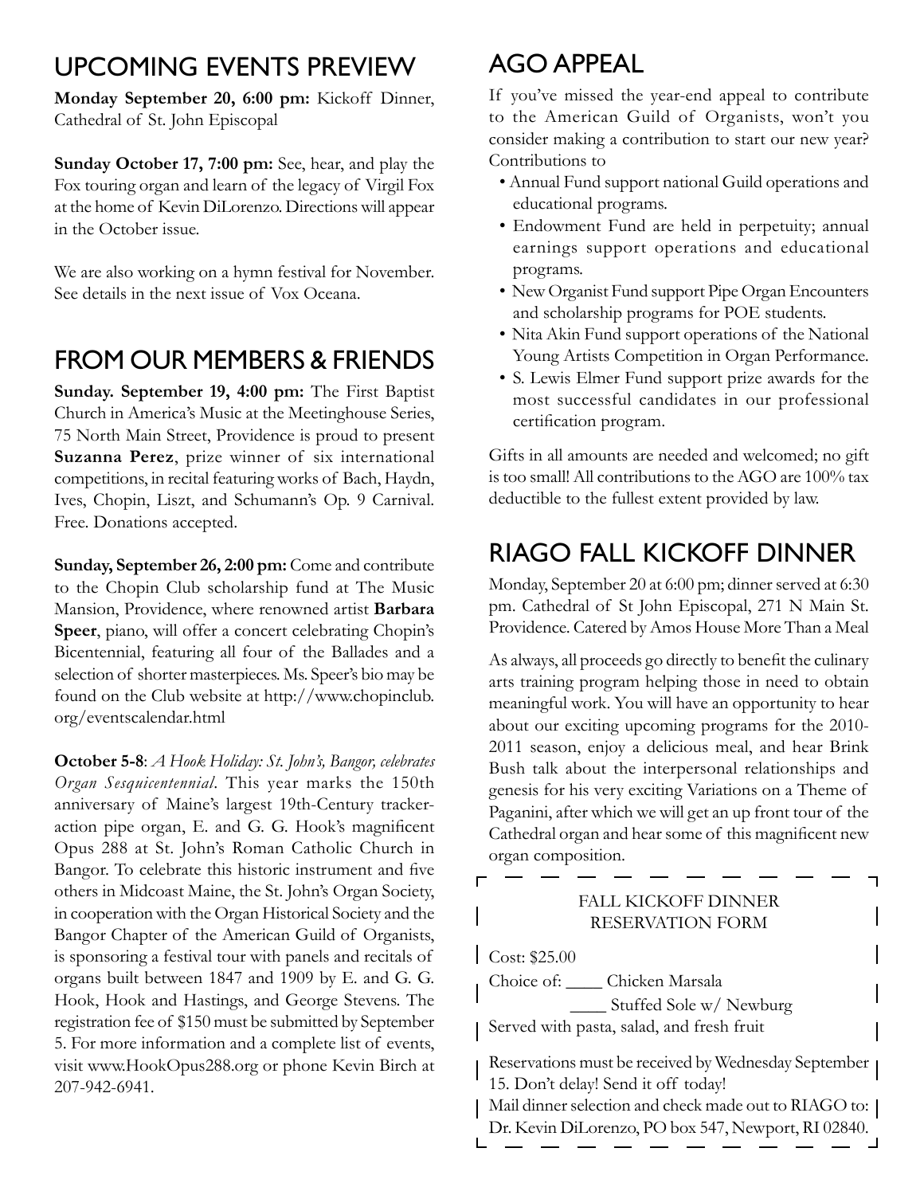## UPCOMING EVENTS PREVIEW

**Monday September 20, 6:00 pm:** Kickoff Dinner, Cathedral of St. John Episcopal

**Sunday October 17, 7:00 pm:** See, hear, and play the Fox touring organ and learn of the legacy of Virgil Fox at the home of Kevin DiLorenzo. Directions will appear in the October issue.

We are also working on a hymn festival for November. See details in the next issue of Vox Oceana.

## FROM OUR MEMBERS & FRIENDS

**Sunday. September 19, 4:00 pm:** The First Baptist Church in America's Music at the Meetinghouse Series, 75 North Main Street, Providence is proud to present **Suzanna Perez**, prize winner of six international competitions, in recital featuring works of Bach, Haydn, Ives, Chopin, Liszt, and Schumann's Op. 9 Carnival. Free. Donations accepted.

**Sunday, September 26, 2:00 pm:** Come and contribute to the Chopin Club scholarship fund at The Music Mansion, Providence, where renowned artist **Barbara Speer**, piano, will offer a concert celebrating Chopin's Bicentennial, featuring all four of the Ballades and a selection of shorter masterpieces. Ms. Speer's bio may be found on the Club website at http://www.chopinclub.org/eventscalendar.html

**October 5-8**: *A Hook Holiday: St. John's, Bangor, celebrates Organ Sesquicentennial*. This year marks the 150th anniversary of Maine's largest 19th-Century tracker-action pipe organ, E. and G. G. Hook's magnificent Opus 288 at St. John's Roman Catholic Church in Bangor. To celebrate this historic instrument and five others in Midcoast Maine, the St. John's Organ Society, in cooperation with the Organ Historical Society and the Bangor Chapter of the American Guild of Organists, is sponsoring a festival tour with panels and recitals of organs built between 1847 and 1909 by E. and G. G. Hook, Hook and Hastings, and George Stevens. The registration fee of $150 must be submitted by September 5. For more information and a complete list of events, visit www.HookOpus288.org or phone Kevin Birch at 207-942-6941.

## AGO APPEAL

If you've missed the year-end appeal to contribute to the American Guild of Organists, won't you consider making a contribution to start our new year? Contributions to

- Annual Fund support national Guild operations and educational programs.
- Endowment Fund are held in perpetuity; annual earnings support operations and educational programs.
- New Organist Fund support Pipe Organ Encounters and scholarship programs for POE students.
- Nita Akin Fund support operations of the National Young Artists Competition in Organ Performance.
- S. Lewis Elmer Fund support prize awards for the most successful candidates in our professional certification program.

Gifts in all amounts are needed and welcomed; no gift is too small! All contributions to the AGO are 100% tax deductible to the fullest extent provided by law.

## RIAGO FALL KICKOFF DINNER

Monday, September 20 at 6:00 pm; dinner served at 6:30 pm. Cathedral of St John Episcopal, 271 N Main St. Providence. Catered by Amos House More Than a Meal

As always, all proceeds go directly to benefit the culinary arts training program helping those in need to obtain meaningful work. You will have an opportunity to hear about our exciting upcoming programs for the 2010-2011 season, enjoy a delicious meal, and hear Brink Bush talk about the interpersonal relationships and genesis for his very exciting Variations on a Theme of Paganini, after which we will get an up front tour of the Cathedral organ and hear some of this magnificent new organ composition.

FALL KICKOFF DINNER
RESERVATION FORM

Cost: $25.00

Choice of: ____ Chicken Marsala

____ Stuffed Sole w/ Newburg

Served with pasta, salad, and fresh fruit

Reservations must be received by Wednesday September 15. Don't delay! Send it off today!

Mail dinner selection and check made out to RIAGO to: Dr. Kevin DiLorenzo, PO box 547, Newport, RI 02840.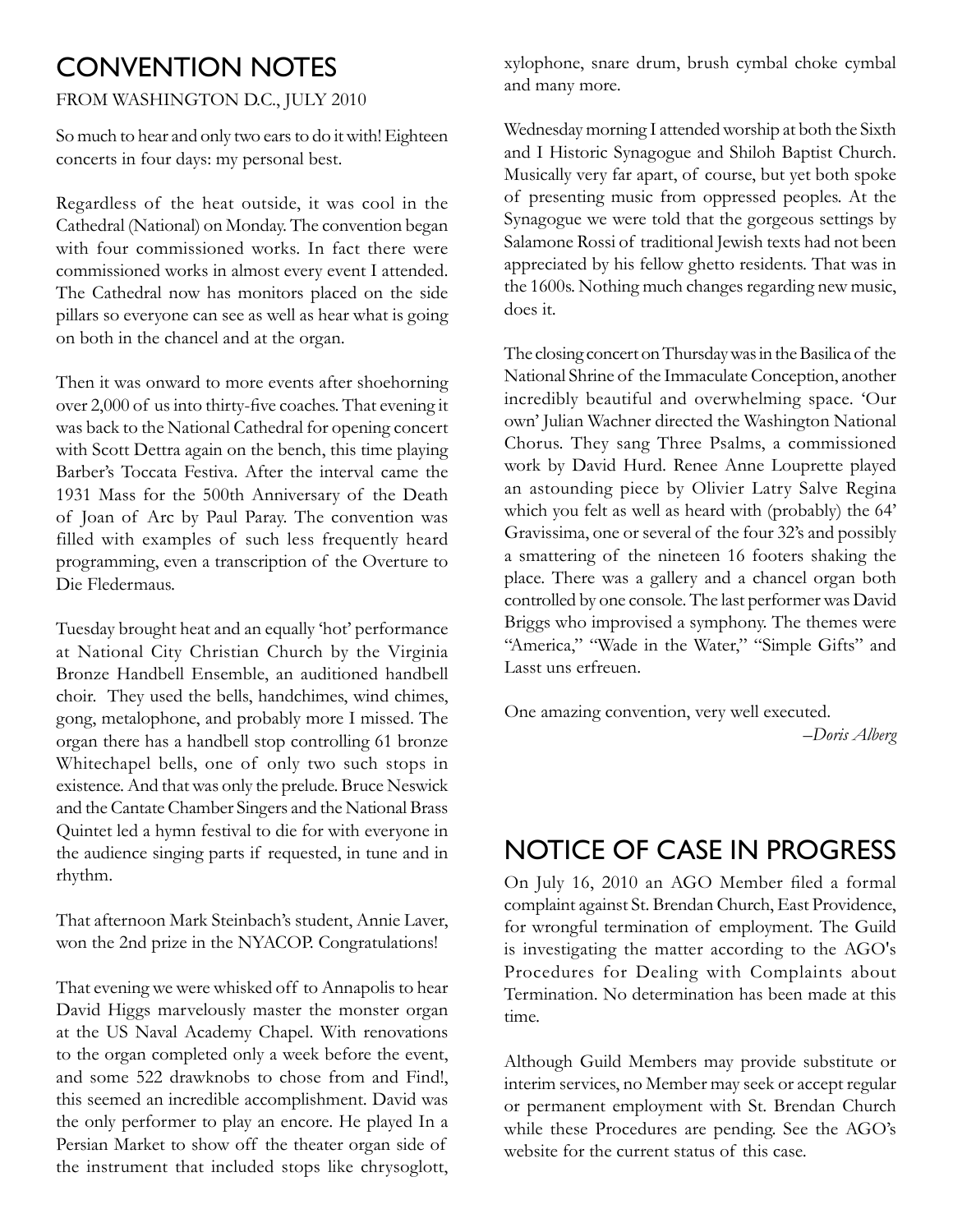# CONVENTION NOTES

FROM WASHINGTON D.C., JULY 2010

So much to hear and only two ears to do it with! Eighteen concerts in four days: my personal best.

Regardless of the heat outside, it was cool in the Cathedral (National) on Monday. The convention began with four commissioned works. In fact there were commissioned works in almost every event I attended. The Cathedral now has monitors placed on the side pillars so everyone can see as well as hear what is going on both in the chancel and at the organ.

Then it was onward to more events after shoehorning over 2,000 of us into thirty-five coaches. That evening it was back to the National Cathedral for opening concert with Scott Dettra again on the bench, this time playing Barber's Toccata Festiva. After the interval came the 1931 Mass for the 500th Anniversary of the Death of Joan of Arc by Paul Paray. The convention was filled with examples of such less frequently heard programming, even a transcription of the Overture to Die Fledermaus.

Tuesday brought heat and an equally 'hot' performance at National City Christian Church by the Virginia Bronze Handbell Ensemble, an auditioned handbell choir. They used the bells, handchimes, wind chimes, gong, metalophone, and probably more I missed. The organ there has a handbell stop controlling 61 bronze Whitechapel bells, one of only two such stops in existence. And that was only the prelude. Bruce Neswick and the Cantate Chamber Singers and the National Brass Quintet led a hymn festival to die for with everyone in the audience singing parts if requested, in tune and in rhythm.

That afternoon Mark Steinbach's student, Annie Laver, won the 2nd prize in the NYACOP. Congratulations!

That evening we were whisked off to Annapolis to hear David Higgs marvelously master the monster organ at the US Naval Academy Chapel. With renovations to the organ completed only a week before the event, and some 522 drawknobs to chose from and Find!, this seemed an incredible accomplishment. David was the only performer to play an encore. He played In a Persian Market to show off the theater organ side of the instrument that included stops like chrysoglott, xylophone, snare drum, brush cymbal choke cymbal and many more.

Wednesday morning I attended worship at both the Sixth and I Historic Synagogue and Shiloh Baptist Church. Musically very far apart, of course, but yet both spoke of presenting music from oppressed peoples. At the Synagogue we were told that the gorgeous settings by Salamone Rossi of traditional Jewish texts had not been appreciated by his fellow ghetto residents. That was in the 1600s. Nothing much changes regarding new music, does it.

The closing concert on Thursday was in the Basilica of the National Shrine of the Immaculate Conception, another incredibly beautiful and overwhelming space. 'Our own' Julian Wachner directed the Washington National Chorus. They sang Three Psalms, a commissioned work by David Hurd. Renee Anne Louprette played an astounding piece by Olivier Latry Salve Regina which you felt as well as heard with (probably) the 64' Gravissima, one or several of the four 32's and possibly a smattering of the nineteen 16 footers shaking the place. There was a gallery and a chancel organ both controlled by one console. The last performer was David Briggs who improvised a symphony. The themes were "America," "Wade in the Water," "Simple Gifts" and Lasst uns erfreuen.

One amazing convention, very well executed.

*–Doris Alberg*

# NOTICE OF CASE IN PROGRESS

On July 16, 2010 an AGO Member filed a formal complaint against St. Brendan Church, East Providence, for wrongful termination of employment. The Guild is investigating the matter according to the AGO's Procedures for Dealing with Complaints about Termination. No determination has been made at this time.

Although Guild Members may provide substitute or interim services, no Member may seek or accept regular or permanent employment with St. Brendan Church while these Procedures are pending. See the AGO's website for the current status of this case.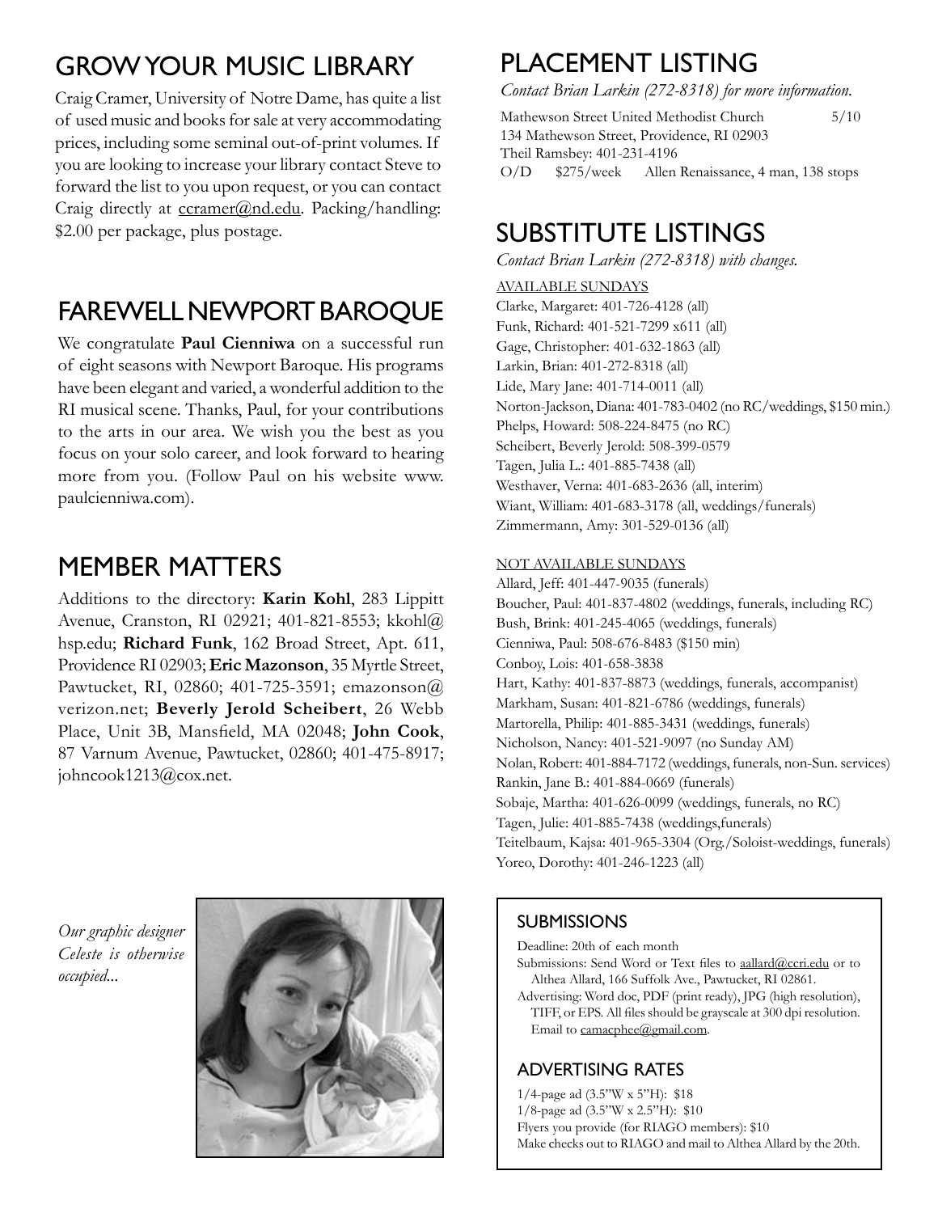## GROW YOUR MUSIC LIBRARY

Craig Cramer, University of Notre Dame, has quite a list of used music and books for sale at very accommodating prices, including some seminal out-of-print volumes. If you are looking to increase your library contact Steve to forward the list to you upon request, or you can contact Craig directly at ccramer@nd.edu. Packing/handling: $2.00 per package, plus postage.

## FAREWELL NEWPORT BAROQUE

We congratulate **Paul Cienniwa** on a successful run of eight seasons with Newport Baroque. His programs have been elegant and varied, a wonderful addition to the RI musical scene. Thanks, Paul, for your contributions to the arts in our area. We wish you the best as you focus on your solo career, and look forward to hearing more from you. (Follow Paul on his website www.paulcienniwa.com).

## MEMBER MATTERS

Additions to the directory: **Karin Kohl**, 283 Lippitt Avenue, Cranston, RI 02921; 401-821-8553; kkohl@hsp.edu; **Richard Funk**, 162 Broad Street, Apt. 611, Providence RI 02903; **Eric Mazonson**, 35 Myrtle Street, Pawtucket, RI, 02860; 401-725-3591; emazonson@verizon.net; **Beverly Jerold Scheibert**, 26 Webb Place, Unit 3B, Mansfield, MA 02048; **John Cook**, 87 Varnum Avenue, Pawtucket, 02860; 401-475-8917; johncook1213@cox.net.

*Our graphic designer Celeste is otherwise occupied...*

## PLACEMENT LISTING

*Contact Brian Larkin (272-8318) for more information.*

Mathewson Street United Methodist Church 5/10
134 Mathewson Street, Providence, RI 02903
Theil Ramsbey: 401-231-4196
O/D $275/week Allen Renaissance, 4 man, 138 stops

## SUBSTITUTE LISTINGS

*Contact Brian Larkin (272-8318) with changes.*

AVAILABLE SUNDAYS

Clarke, Margaret: 401-726-4128 (all)
Funk, Richard: 401-521-7299 x611 (all)
Gage, Christopher: 401-632-1863 (all)
Larkin, Brian: 401-272-8318 (all)
Lide, Mary Jane: 401-714-0011 (all)
Norton-Jackson, Diana: 401-783-0402 (no RC/weddings, $150 min.)
Phelps, Howard: 508-224-8475 (no RC)
Scheibert, Beverly Jerold: 508-399-0579
Tagen, Julia L.: 401-885-7438 (all)
Westhaver, Verna: 401-683-2636 (all, interim)
Wiant, William: 401-683-3178 (all, weddings/funerals)
Zimmermann, Amy: 301-529-0136 (all)

NOT AVAILABLE SUNDAYS

Allard, Jeff: 401-447-9035 (funerals)
Boucher, Paul: 401-837-4802 (weddings, funerals, including RC)
Bush, Brink: 401-245-4065 (weddings, funerals)
Cienniwa, Paul: 508-676-8483 ($150 min)
Conboy, Lois: 401-658-3838
Hart, Kathy: 401-837-8873 (weddings, funerals, accompanist)
Markham, Susan: 401-821-6786 (weddings, funerals)
Martorella, Philip: 401-885-3431 (weddings, funerals)
Nicholson, Nancy: 401-521-9097 (no Sunday AM)
Nolan, Robert: 401-884-7172 (weddings, funerals, non-Sun. services)
Rankin, Jane B.: 401-884-0669 (funerals)
Sobaje, Martha: 401-626-0099 (weddings, funerals, no RC)
Tagen, Julie: 401-885-7438 (weddings,funerals)
Teitelbaum, Kajsa: 401-965-3304 (Org./Soloist-weddings, funerals)
Yoreo, Dorothy: 401-246-1223 (all)

### SUBMISSIONS

Deadline: 20th of each month
Submissions: Send Word or Text files to aallard@ccri.edu or to Althea Allard, 166 Suffolk Ave., Pawtucket, RI 02861.
Advertising: Word doc, PDF (print ready), JPG (high resolution), TIFF, or EPS. All files should be grayscale at 300 dpi resolution. Email to camacphee@gmail.com.

### ADVERTISING RATES

1/4-page ad (3.5"W x 5"H): $18
1/8-page ad (3.5"W x 2.5"H): $10
Flyers you provide (for RIAGO members): $10
Make checks out to RIAGO and mail to Althea Allard by the 20th.